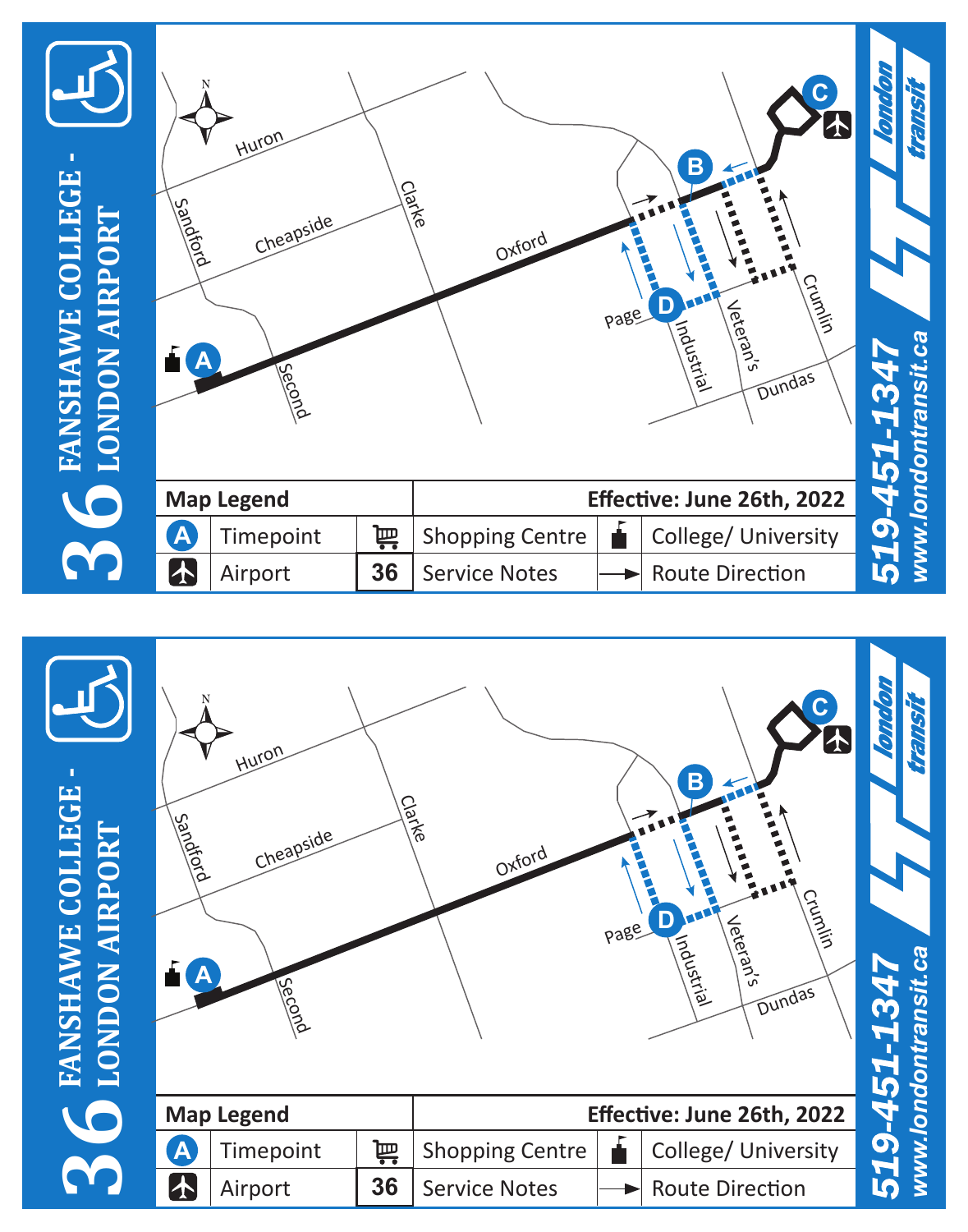# 36 FANSHAWE COLLEGE - LONDON AIRPORT

Huron
Sandford
Cheapside
Clarke
Oxford
Second
Page
Industrial
Veteran's
Crumlin
Dundas

| Map Legend | | | | Effective: June 26th, 2022 | |
|---|---|---|---|---|---|
| A | Timepoint | | Shopping Centre | | College/ University |
| | Airport | 36 | Service Notes | | Route Direction |

**london transit**

**519-451-1347**
**www.londontransit.ca**

# 36 FANSHAWE COLLEGE - LONDON AIRPORT

Huron
Sandford
Cheapside
Clarke
Oxford
Second
Page
Industrial
Veteran's
Crumlin
Dundas

| Map Legend | | | | Effective: June 26th, 2022 | |
|---|---|---|---|---|---|
| A | Timepoint | | Shopping Centre | | College/ University |
| | Airport | 36 | Service Notes | | Route Direction |

**london transit**

**519-451-1347**
**www.londontransit.ca**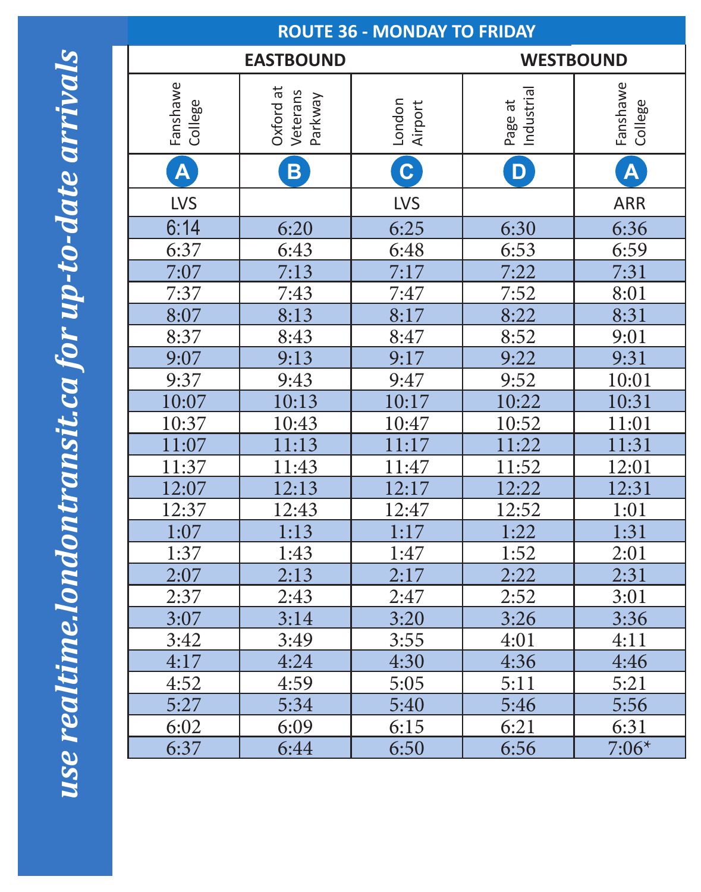use realtime.londontransit.ca for up-to-date arrivals

## ROUTE 36 - MONDAY TO FRIDAY

| EASTBOUND | | | WESTBOUND | |
|---|---|---|---|---|
| Fanshawe College | Oxford at Veterans Parkway | London Airport | Page at Industrial | Fanshawe College |
| A | B | C | D | A |
| LVS | | LVS | | ARR |
| 6:14 | 6:20 | 6:25 | 6:30 | 6:36 |
| 6:37 | 6:43 | 6:48 | 6:53 | 6:59 |
| 7:07 | 7:13 | 7:17 | 7:22 | 7:31 |
| 7:37 | 7:43 | 7:47 | 7:52 | 8:01 |
| 8:07 | 8:13 | 8:17 | 8:22 | 8:31 |
| 8:37 | 8:43 | 8:47 | 8:52 | 9:01 |
| 9:07 | 9:13 | 9:17 | 9:22 | 9:31 |
| 9:37 | 9:43 | 9:47 | 9:52 | 10:01 |
| 10:07 | 10:13 | 10:17 | 10:22 | 10:31 |
| 10:37 | 10:43 | 10:47 | 10:52 | 11:01 |
| 11:07 | 11:13 | 11:17 | 11:22 | 11:31 |
| 11:37 | 11:43 | 11:47 | 11:52 | 12:01 |
| 12:07 | 12:13 | 12:17 | 12:22 | 12:31 |
| 12:37 | 12:43 | 12:47 | 12:52 | 1:01 |
| 1:07 | 1:13 | 1:17 | 1:22 | 1:31 |
| 1:37 | 1:43 | 1:47 | 1:52 | 2:01 |
| 2:07 | 2:13 | 2:17 | 2:22 | 2:31 |
| 2:37 | 2:43 | 2:47 | 2:52 | 3:01 |
| 3:07 | 3:14 | 3:20 | 3:26 | 3:36 |
| 3:42 | 3:49 | 3:55 | 4:01 | 4:11 |
| 4:17 | 4:24 | 4:30 | 4:36 | 4:46 |
| 4:52 | 4:59 | 5:05 | 5:11 | 5:21 |
| 5:27 | 5:34 | 5:40 | 5:46 | 5:56 |
| 6:02 | 6:09 | 6:15 | 6:21 | 6:31 |
| 6:37 | 6:44 | 6:50 | 6:56 | 7:06* |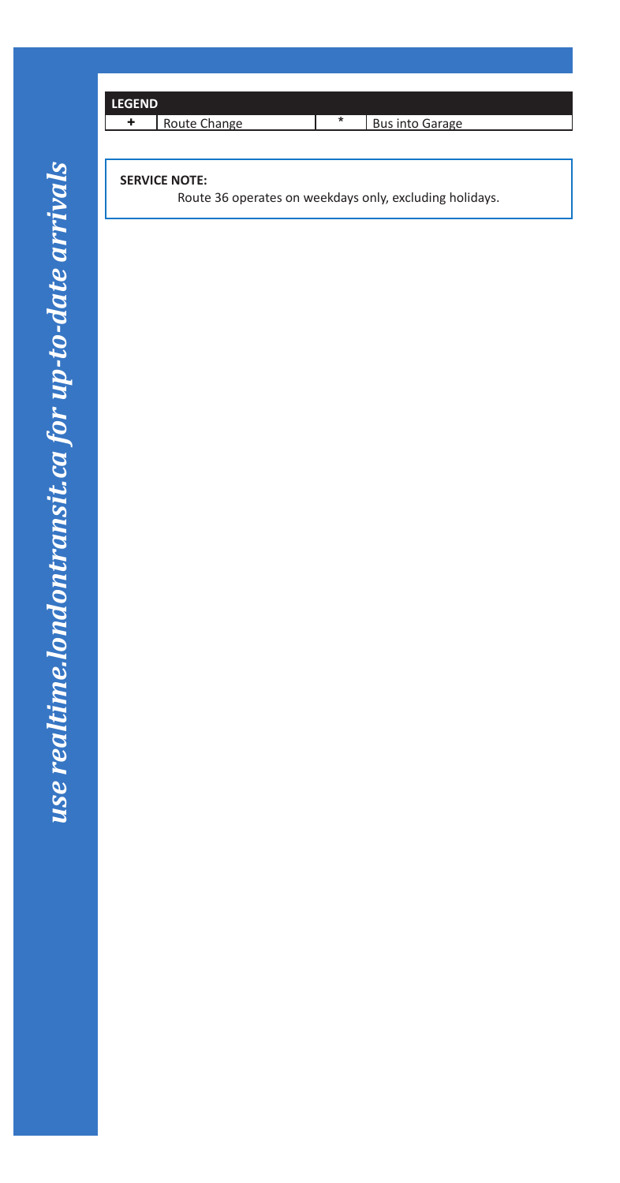| LEGEND | | | |
|---|---|---|---|
| + | Route Change | * | Bus into Garage |

**SERVICE NOTE:**

Route 36 operates on weekdays only, excluding holidays.

*use realtime.londontransit.ca for up-to-date arrivals*